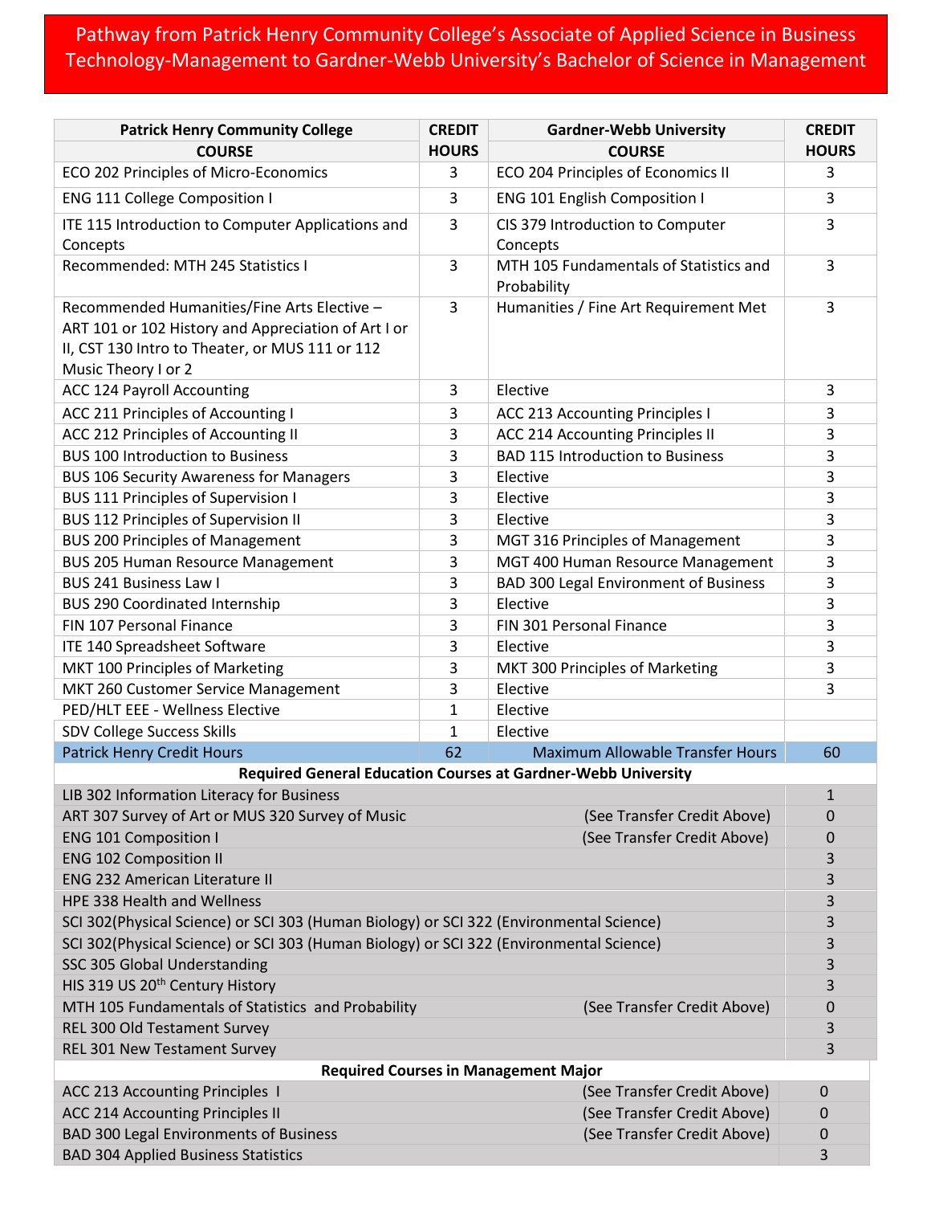# Pathway from Patrick Henry Community College's Associate of Applied Science in Business Technology-Management to Gardner-Webb University's Bachelor of Science in Management

| Patrick Henry Community College COURSE | CREDIT HOURS | Gardner-Webb University COURSE | CREDIT HOURS |
|---|---|---|---|
| ECO 202 Principles of Micro-Economics | 3 | ECO 204 Principles of Economics II | 3 |
| ENG 111 College Composition I | 3 | ENG 101 English Composition I | 3 |
| ITE 115 Introduction to Computer Applications and Concepts | 3 | CIS 379 Introduction to Computer Concepts | 3 |
| Recommended: MTH 245 Statistics I | 3 | MTH 105 Fundamentals of Statistics and Probability | 3 |
| Recommended Humanities/Fine Arts Elective – ART 101 or 102 History and Appreciation of Art I or II, CST 130 Intro to Theater, or MUS 111 or 112 Music Theory I or 2 | 3 | Humanities / Fine Art Requirement Met | 3 |
| ACC 124 Payroll Accounting | 3 | Elective | 3 |
| ACC 211 Principles of Accounting I | 3 | ACC 213 Accounting Principles I | 3 |
| ACC 212 Principles of Accounting II | 3 | ACC 214 Accounting Principles II | 3 |
| BUS 100 Introduction to Business | 3 | BAD 115 Introduction to Business | 3 |
| BUS 106 Security Awareness for Managers | 3 | Elective | 3 |
| BUS 111 Principles of Supervision I | 3 | Elective | 3 |
| BUS 112 Principles of Supervision II | 3 | Elective | 3 |
| BUS 200 Principles of Management | 3 | MGT 316 Principles of Management | 3 |
| BUS 205 Human Resource Management | 3 | MGT 400 Human Resource Management | 3 |
| BUS 241 Business Law I | 3 | BAD 300 Legal Environment of Business | 3 |
| BUS 290 Coordinated Internship | 3 | Elective | 3 |
| FIN 107 Personal Finance | 3 | FIN 301 Personal Finance | 3 |
| ITE 140 Spreadsheet Software | 3 | Elective | 3 |
| MKT 100 Principles of Marketing | 3 | MKT 300 Principles of Marketing | 3 |
| MKT 260 Customer Service Management | 3 | Elective | 3 |
| PED/HLT EEE - Wellness Elective | 1 | Elective | |
| SDV College Success Skills | 1 | Elective | |
| Patrick Henry Credit Hours | 62 | Maximum Allowable Transfer Hours | 60 |

**Required General Education Courses at Gardner-Webb University**

| Course | Note | Credit Hours |
|---|---|---|
| LIB 302 Information Literacy for Business | | 1 |
| ART 307 Survey of Art or MUS 320 Survey of Music | (See Transfer Credit Above) | 0 |
| ENG 101 Composition I | (See Transfer Credit Above) | 0 |
| ENG 102 Composition II | | 3 |
| ENG 232 American Literature II | | 3 |
| HPE 338 Health and Wellness | | 3 |
| SCI 302(Physical Science) or SCI 303 (Human Biology) or SCI 322 (Environmental Science) | | 3 |
| SCI 302(Physical Science) or SCI 303 (Human Biology) or SCI 322 (Environmental Science) | | 3 |
| SSC 305 Global Understanding | | 3 |
| HIS 319 US 20th Century History | | 3 |
| MTH 105 Fundamentals of Statistics and Probability | (See Transfer Credit Above) | 0 |
| REL 300 Old Testament Survey | | 3 |
| REL 301 New Testament Survey | | 3 |

**Required Courses in Management Major**

| Course | Note | Credit Hours |
|---|---|---|
| ACC 213 Accounting Principles I | (See Transfer Credit Above) | 0 |
| ACC 214 Accounting Principles II | (See Transfer Credit Above) | 0 |
| BAD 300 Legal Environments of Business | (See Transfer Credit Above) | 0 |
| BAD 304 Applied Business Statistics | | 3 |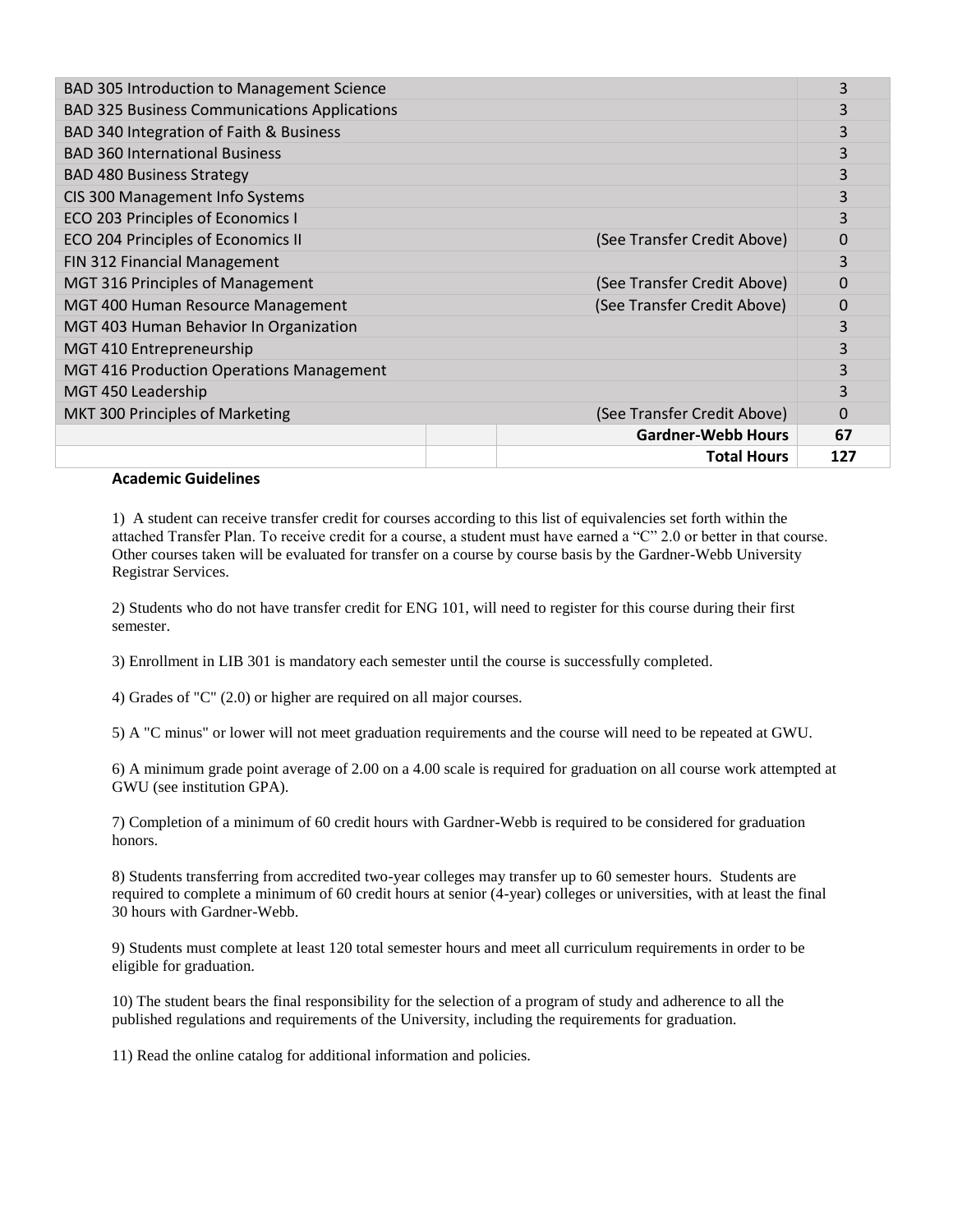| | | | |
|---|---|---|---|
| BAD 305 Introduction to Management Science | | | 3 |
| BAD 325 Business Communications Applications | | | 3 |
| BAD 340 Integration of Faith & Business | | | 3 |
| BAD 360 International Business | | | 3 |
| BAD 480 Business Strategy | | | 3 |
| CIS 300 Management Info Systems | | | 3 |
| ECO 203 Principles of Economics I | | | 3 |
| ECO 204 Principles of Economics II | | (See Transfer Credit Above) | 0 |
| FIN 312 Financial Management | | | 3 |
| MGT 316 Principles of Management | | (See Transfer Credit Above) | 0 |
| MGT 400 Human Resource Management | | (See Transfer Credit Above) | 0 |
| MGT 403 Human Behavior In Organization | | | 3 |
| MGT 410 Entrepreneurship | | | 3 |
| MGT 416 Production Operations Management | | | 3 |
| MGT 450 Leadership | | | 3 |
| MKT 300 Principles of Marketing | | (See Transfer Credit Above) | 0 |
| | | **Gardner-Webb Hours** | **67** |
| | | **Total Hours** | **127** |

**Academic Guidelines**

1) A student can receive transfer credit for courses according to this list of equivalencies set forth within the attached Transfer Plan. To receive credit for a course, a student must have earned a "C" 2.0 or better in that course. Other courses taken will be evaluated for transfer on a course by course basis by the Gardner-Webb University Registrar Services.

2) Students who do not have transfer credit for ENG 101, will need to register for this course during their first semester.

3) Enrollment in LIB 301 is mandatory each semester until the course is successfully completed.

4) Grades of "C" (2.0) or higher are required on all major courses.

5) A "C minus" or lower will not meet graduation requirements and the course will need to be repeated at GWU.

6) A minimum grade point average of 2.00 on a 4.00 scale is required for graduation on all course work attempted at GWU (see institution GPA).

7) Completion of a minimum of 60 credit hours with Gardner-Webb is required to be considered for graduation honors.

8) Students transferring from accredited two-year colleges may transfer up to 60 semester hours. Students are required to complete a minimum of 60 credit hours at senior (4-year) colleges or universities, with at least the final 30 hours with Gardner-Webb.

9) Students must complete at least 120 total semester hours and meet all curriculum requirements in order to be eligible for graduation.

10) The student bears the final responsibility for the selection of a program of study and adherence to all the published regulations and requirements of the University, including the requirements for graduation.

11) Read the online catalog for additional information and policies.